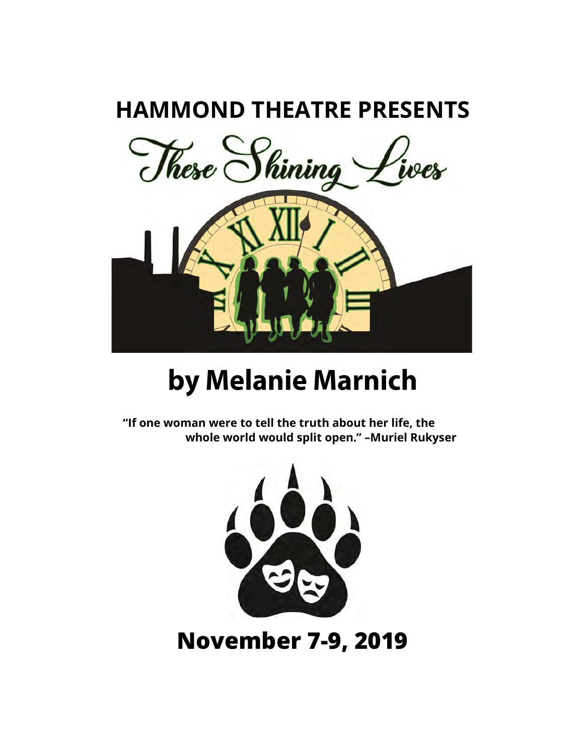# HAMMOND THEATRE PRESENTS

# These Shining Lives

## by Melanie Marnich

**"If one woman were to tell the truth about her life, the whole world would split open." –Muriel Rukyser**

## November 7-9, 2019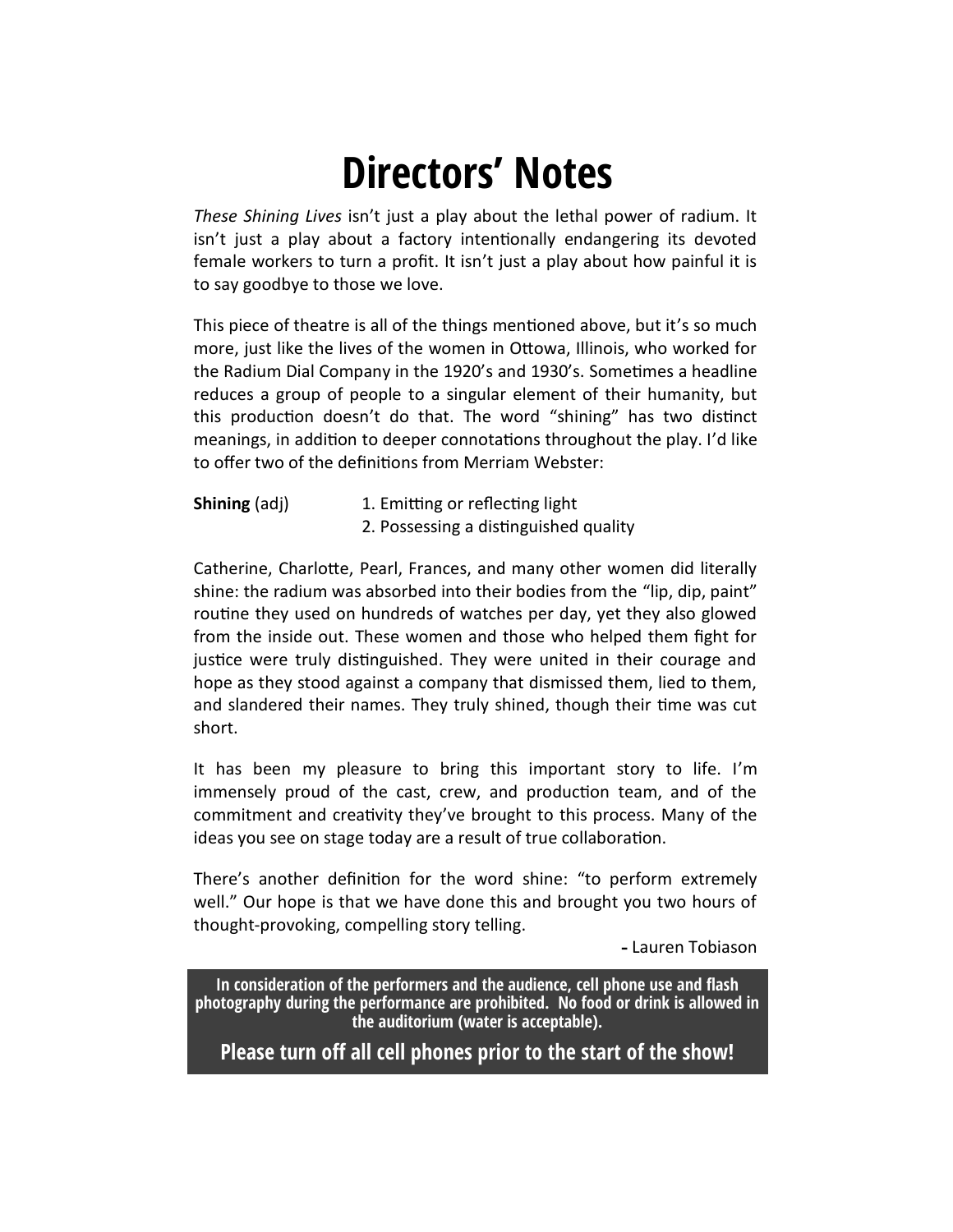# Directors' Notes

*These Shining Lives* isn't just a play about the lethal power of radium. It isn't just a play about a factory intentionally endangering its devoted female workers to turn a profit. It isn't just a play about how painful it is to say goodbye to those we love.

This piece of theatre is all of the things mentioned above, but it's so much more, just like the lives of the women in Ottowa, Illinois, who worked for the Radium Dial Company in the 1920's and 1930's. Sometimes a headline reduces a group of people to a singular element of their humanity, but this production doesn't do that. The word "shining" has two distinct meanings, in addition to deeper connotations throughout the play. I'd like to offer two of the definitions from Merriam Webster:

**Shining** (adj)
1. Emitting or reflecting light
2. Possessing a distinguished quality

Catherine, Charlotte, Pearl, Frances, and many other women did literally shine: the radium was absorbed into their bodies from the "lip, dip, paint" routine they used on hundreds of watches per day, yet they also glowed from the inside out. These women and those who helped them fight for justice were truly distinguished. They were united in their courage and hope as they stood against a company that dismissed them, lied to them, and slandered their names. They truly shined, though their time was cut short.

It has been my pleasure to bring this important story to life. I'm immensely proud of the cast, crew, and production team, and of the commitment and creativity they've brought to this process. Many of the ideas you see on stage today are a result of true collaboration.

There's another definition for the word shine: "to perform extremely well." Our hope is that we have done this and brought you two hours of thought-provoking, compelling story telling.

**-** Lauren Tobiason

**In consideration of the performers and the audience, cell phone use and flash photography during the performance are prohibited. No food or drink is allowed in the auditorium (water is acceptable).**

**Please turn off all cell phones prior to the start of the show!**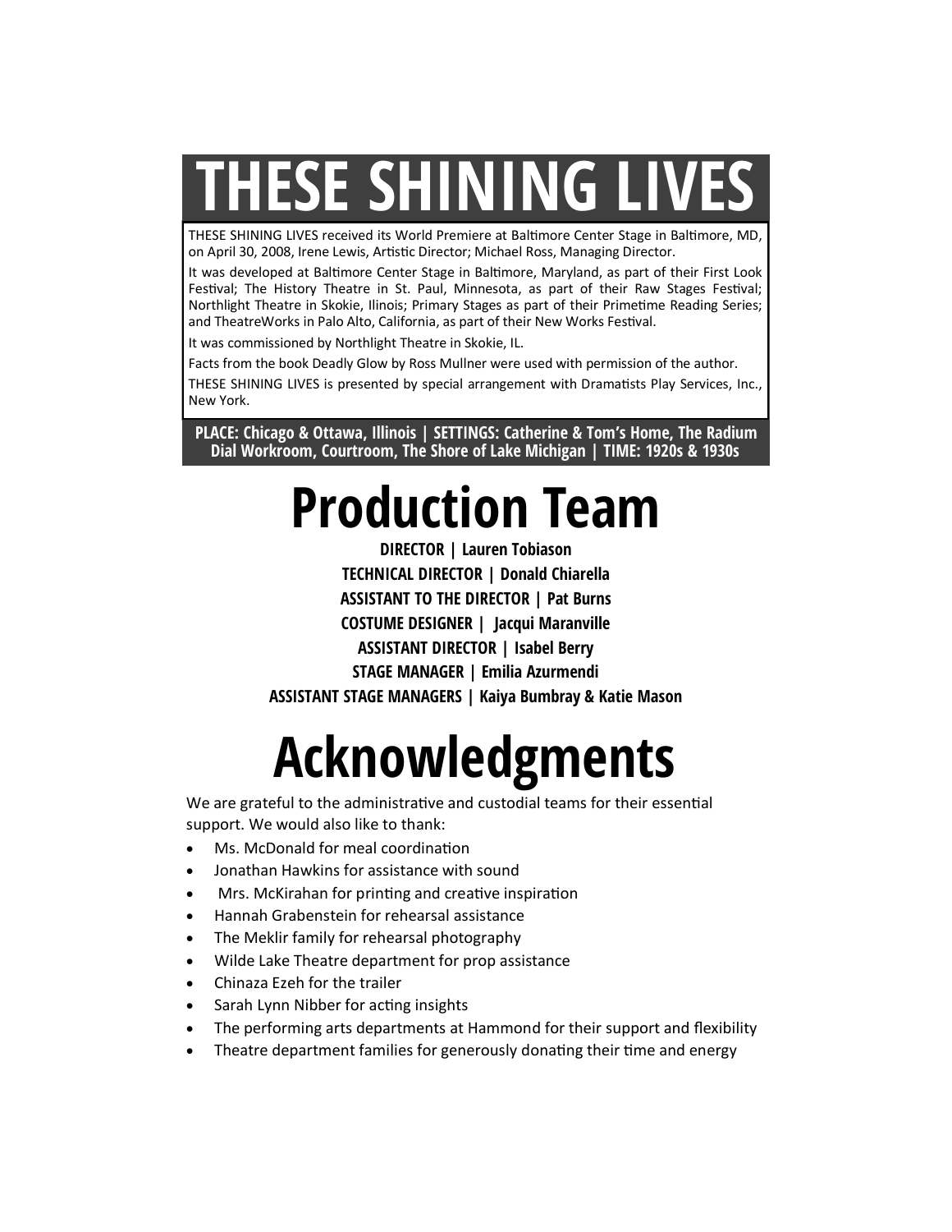# THESE SHINING LIVES

THESE SHINING LIVES received its World Premiere at Baltimore Center Stage in Baltimore, MD, on April 30, 2008, Irene Lewis, Artistic Director; Michael Ross, Managing Director.

It was developed at Baltimore Center Stage in Baltimore, Maryland, as part of their First Look Festival; The History Theatre in St. Paul, Minnesota, as part of their Raw Stages Festival; Northlight Theatre in Skokie, Ilinois; Primary Stages as part of their Primetime Reading Series; and TheatreWorks in Palo Alto, California, as part of their New Works Festival.

It was commissioned by Northlight Theatre in Skokie, IL.

Facts from the book Deadly Glow by Ross Mullner were used with permission of the author.

THESE SHINING LIVES is presented by special arrangement with Dramatists Play Services, Inc., New York.

**PLACE: Chicago & Ottawa, Illinois | SETTINGS: Catherine & Tom's Home, The Radium Dial Workroom, Courtroom, The Shore of Lake Michigan | TIME: 1920s & 1930s**

# Production Team

**DIRECTOR | Lauren Tobiason**

**TECHNICAL DIRECTOR | Donald Chiarella**

**ASSISTANT TO THE DIRECTOR | Pat Burns**

**COSTUME DESIGNER | Jacqui Maranville**

**ASSISTANT DIRECTOR | Isabel Berry**

**STAGE MANAGER | Emilia Azurmendi**

**ASSISTANT STAGE MANAGERS | Kaiya Bumbray & Katie Mason**

# Acknowledgments

We are grateful to the administrative and custodial teams for their essential support. We would also like to thank:

- Ms. McDonald for meal coordination
- Jonathan Hawkins for assistance with sound
- Mrs. McKirahan for printing and creative inspiration
- Hannah Grabenstein for rehearsal assistance
- The Meklir family for rehearsal photography
- Wilde Lake Theatre department for prop assistance
- Chinaza Ezeh for the trailer
- Sarah Lynn Nibber for acting insights
- The performing arts departments at Hammond for their support and flexibility
- Theatre department families for generously donating their time and energy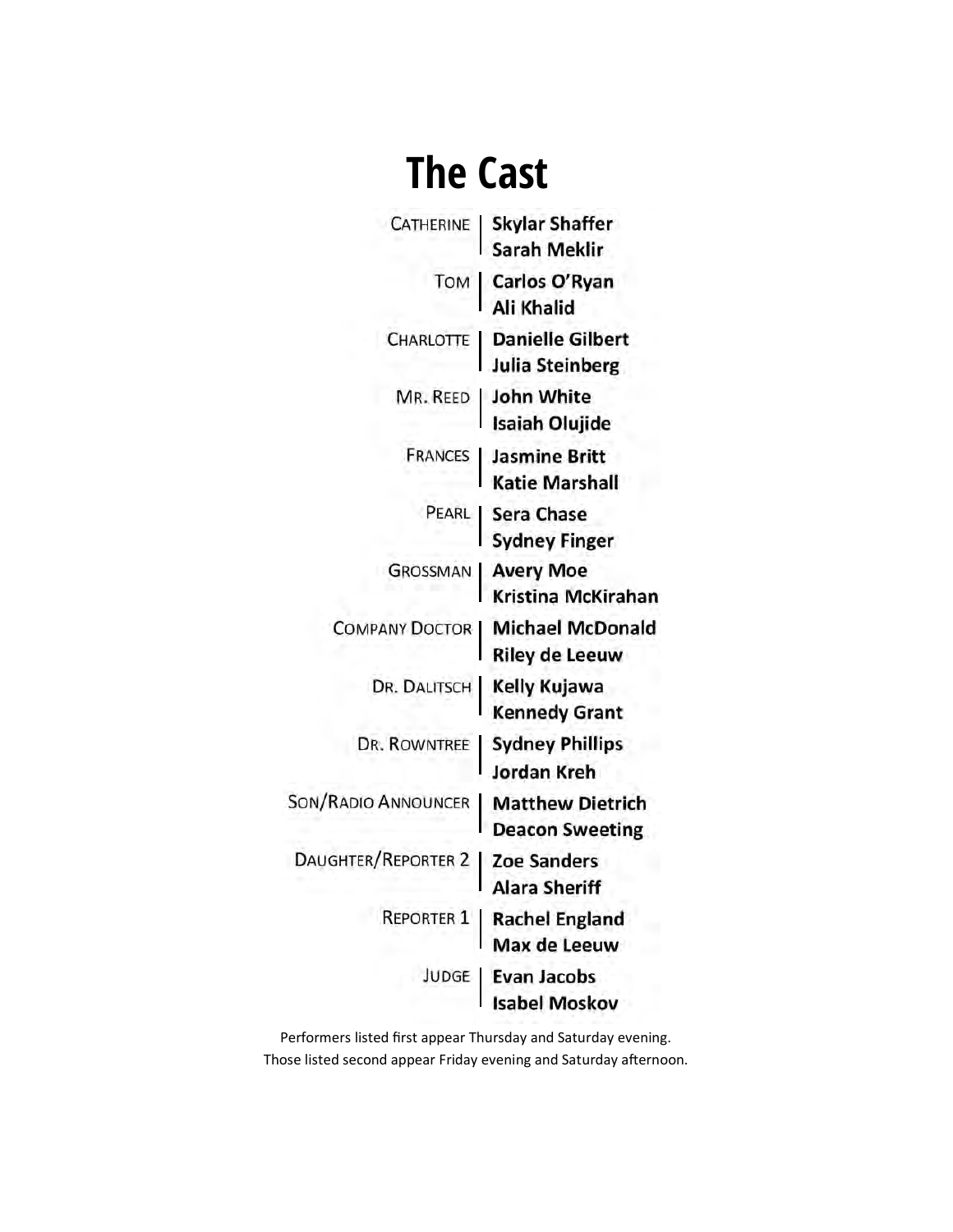# The Cast

| Role | Performers |
| --- | --- |
| CATHERINE | **Skylar Shaffer**<br>**Sarah Meklir** |
| TOM | **Carlos O'Ryan**<br>**Ali Khalid** |
| CHARLOTTE | **Danielle Gilbert**<br>**Julia Steinberg** |
| MR. REED | **John White**<br>**Isaiah Olujide** |
| FRANCES | **Jasmine Britt**<br>**Katie Marshall** |
| PEARL | **Sera Chase**<br>**Sydney Finger** |
| GROSSMAN | **Avery Moe**<br>**Kristina McKirahan** |
| COMPANY DOCTOR | **Michael McDonald**<br>**Riley de Leeuw** |
| DR. DALITSCH | **Kelly Kujawa**<br>**Kennedy Grant** |
| DR. ROWNTREE | **Sydney Phillips**<br>**Jordan Kreh** |
| SON/RADIO ANNOUNCER | **Matthew Dietrich**<br>**Deacon Sweeting** |
| DAUGHTER/REPORTER 2 | **Zoe Sanders**<br>**Alara Sheriff** |
| REPORTER 1 | **Rachel England**<br>**Max de Leeuw** |
| JUDGE | **Evan Jacobs**<br>**Isabel Moskov** |

Performers listed first appear Thursday and Saturday evening.
Those listed second appear Friday evening and Saturday afternoon.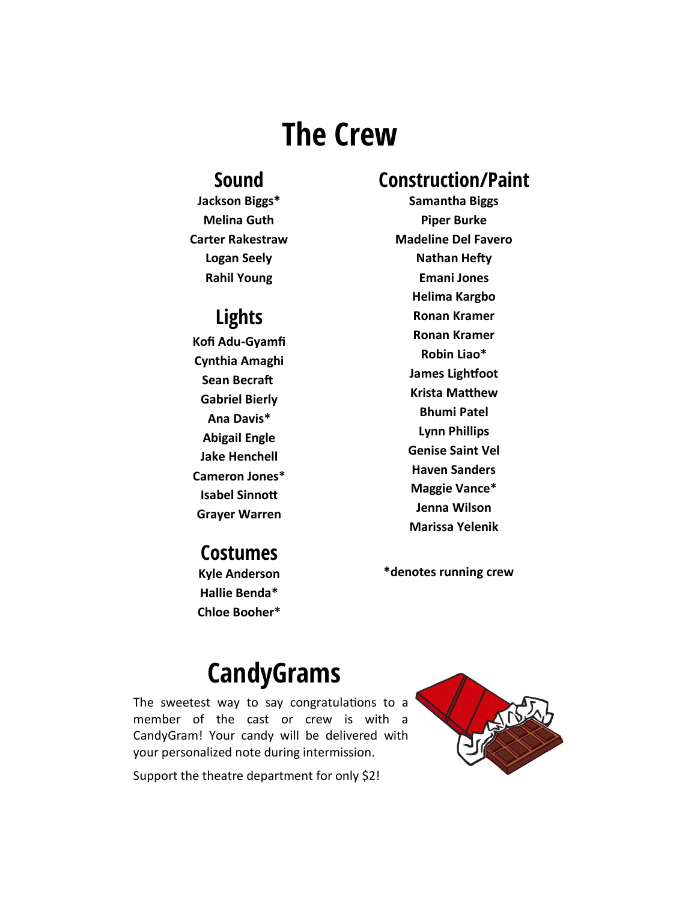# The Crew

## Sound

**Jackson Biggs***
**Melina Guth**
**Carter Rakestraw**
**Logan Seely**
**Rahil Young**

## Lights

**Kofi Adu-Gyamfi**
**Cynthia Amaghi**
**Sean Becraft**
**Gabriel Bierly**
**Ana Davis***
**Abigail Engle**
**Jake Henchell**
**Cameron Jones***
**Isabel Sinnott**
**Grayer Warren**

## Costumes

**Kyle Anderson**
**Hallie Benda***
**Chloe Booher***

## Construction/Paint

**Samantha Biggs**
**Piper Burke**
**Madeline Del Favero**
**Nathan Hefty**
**Emani Jones**
**Helima Kargbo**
**Ronan Kramer**
**Ronan Kramer**
**Robin Liao***
**James Lightfoot**
**Krista Matthew**
**Bhumi Patel**
**Lynn Phillips**
**Genise Saint Vel**
**Haven Sanders**
**Maggie Vance***
**Jenna Wilson**
**Marissa Yelenik**

**\*denotes running crew**

# CandyGrams

The sweetest way to say congratulations to a member of the cast or crew is with a CandyGram! Your candy will be delivered with your personalized note during intermission.

Support the theatre department for only $2!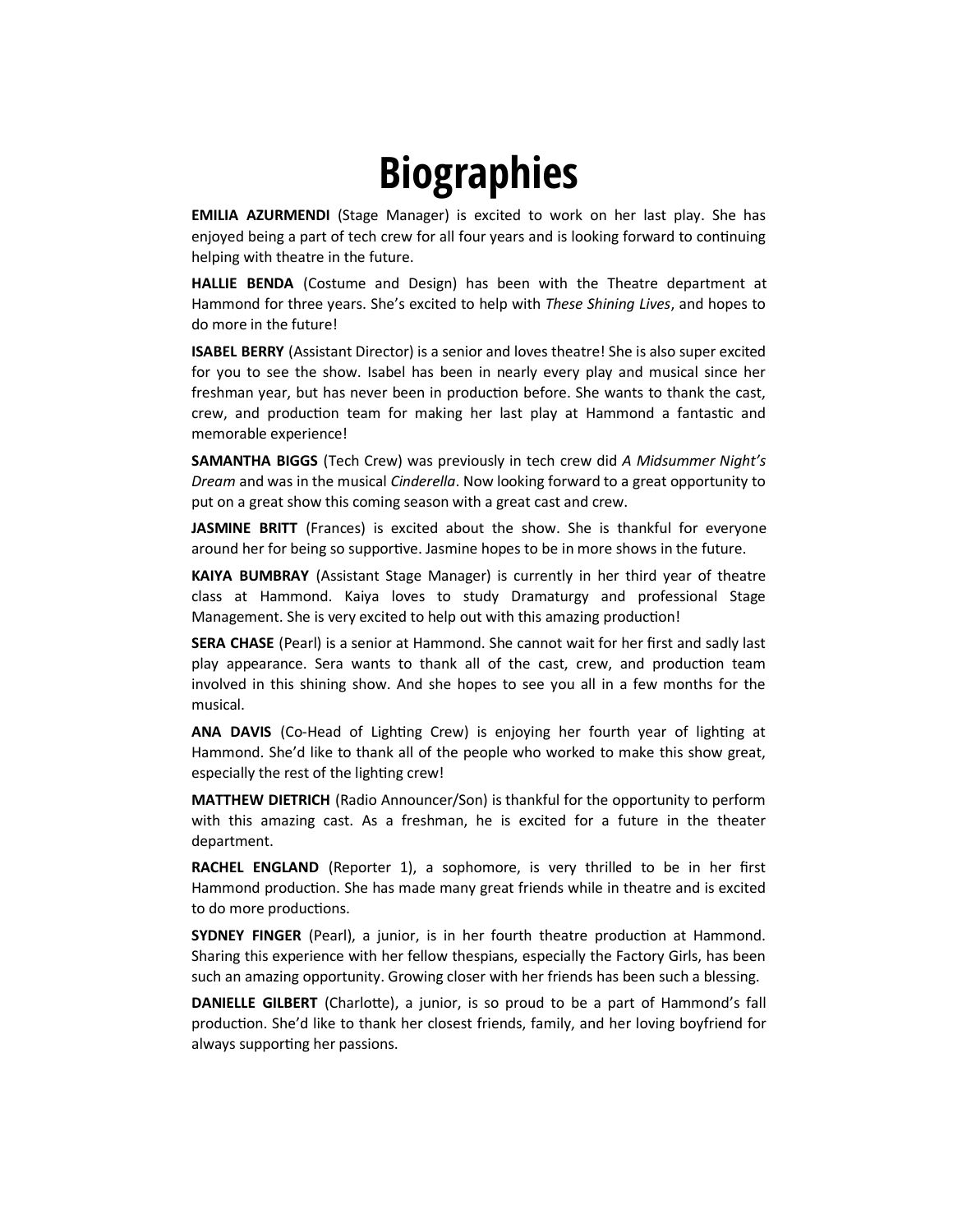# Biographies

**EMILIA AZURMENDI** (Stage Manager) is excited to work on her last play. She has enjoyed being a part of tech crew for all four years and is looking forward to continuing helping with theatre in the future.

**HALLIE BENDA** (Costume and Design) has been with the Theatre department at Hammond for three years. She's excited to help with *These Shining Lives*, and hopes to do more in the future!

**ISABEL BERRY** (Assistant Director) is a senior and loves theatre! She is also super excited for you to see the show. Isabel has been in nearly every play and musical since her freshman year, but has never been in production before. She wants to thank the cast, crew, and production team for making her last play at Hammond a fantastic and memorable experience!

**SAMANTHA BIGGS** (Tech Crew) was previously in tech crew did *A Midsummer Night's Dream* and was in the musical *Cinderella*. Now looking forward to a great opportunity to put on a great show this coming season with a great cast and crew.

**JASMINE BRITT** (Frances) is excited about the show. She is thankful for everyone around her for being so supportive. Jasmine hopes to be in more shows in the future.

**KAIYA BUMBRAY** (Assistant Stage Manager) is currently in her third year of theatre class at Hammond. Kaiya loves to study Dramaturgy and professional Stage Management. She is very excited to help out with this amazing production!

**SERA CHASE** (Pearl) is a senior at Hammond. She cannot wait for her first and sadly last play appearance. Sera wants to thank all of the cast, crew, and production team involved in this shining show. And she hopes to see you all in a few months for the musical.

**ANA DAVIS** (Co-Head of Lighting Crew) is enjoying her fourth year of lighting at Hammond. She'd like to thank all of the people who worked to make this show great, especially the rest of the lighting crew!

**MATTHEW DIETRICH** (Radio Announcer/Son) is thankful for the opportunity to perform with this amazing cast. As a freshman, he is excited for a future in the theater department.

**RACHEL ENGLAND** (Reporter 1), a sophomore, is very thrilled to be in her first Hammond production. She has made many great friends while in theatre and is excited to do more productions.

**SYDNEY FINGER** (Pearl), a junior, is in her fourth theatre production at Hammond. Sharing this experience with her fellow thespians, especially the Factory Girls, has been such an amazing opportunity. Growing closer with her friends has been such a blessing.

**DANIELLE GILBERT** (Charlotte), a junior, is so proud to be a part of Hammond's fall production. She'd like to thank her closest friends, family, and her loving boyfriend for always supporting her passions.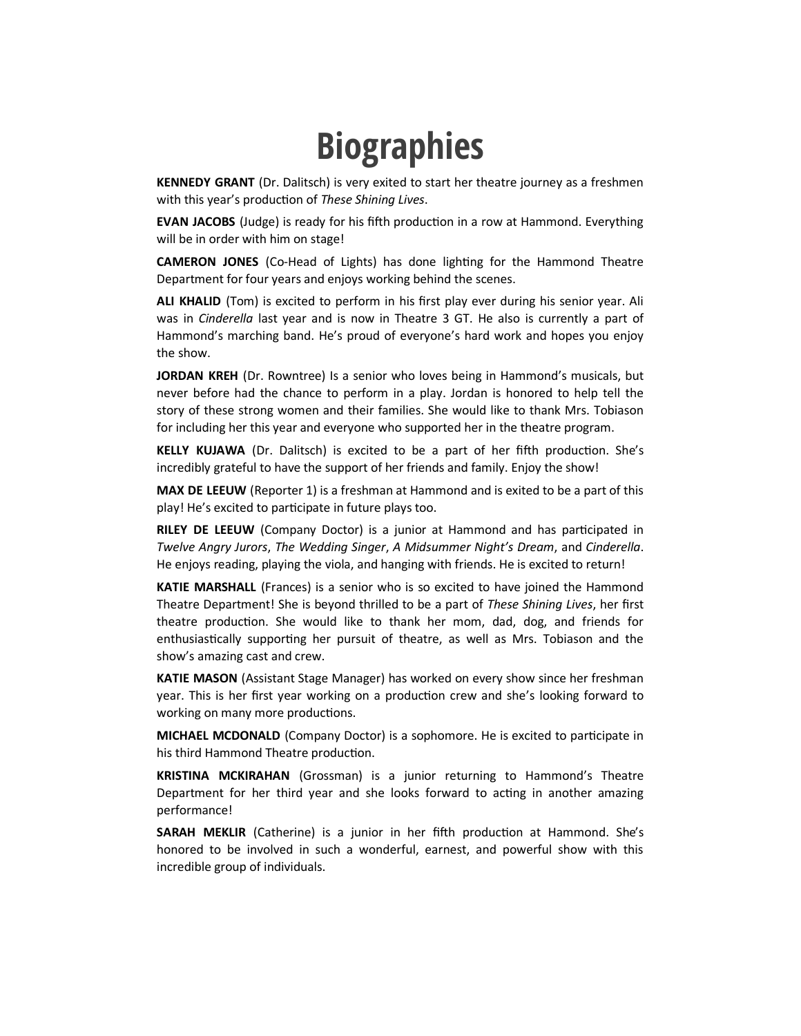# Biographies

**KENNEDY GRANT** (Dr. Dalitsch) is very exited to start her theatre journey as a freshmen with this year's production of *These Shining Lives*.

**EVAN JACOBS** (Judge) is ready for his fifth production in a row at Hammond. Everything will be in order with him on stage!

**CAMERON JONES** (Co-Head of Lights) has done lighting for the Hammond Theatre Department for four years and enjoys working behind the scenes.

**ALI KHALID** (Tom) is excited to perform in his first play ever during his senior year. Ali was in *Cinderella* last year and is now in Theatre 3 GT. He also is currently a part of Hammond's marching band. He's proud of everyone's hard work and hopes you enjoy the show.

**JORDAN KREH** (Dr. Rowntree) Is a senior who loves being in Hammond's musicals, but never before had the chance to perform in a play. Jordan is honored to help tell the story of these strong women and their families. She would like to thank Mrs. Tobiason for including her this year and everyone who supported her in the theatre program.

**KELLY KUJAWA** (Dr. Dalitsch) is excited to be a part of her fifth production. She's incredibly grateful to have the support of her friends and family. Enjoy the show!

**MAX DE LEEUW** (Reporter 1) is a freshman at Hammond and is exited to be a part of this play! He's excited to participate in future plays too.

**RILEY DE LEEUW** (Company Doctor) is a junior at Hammond and has participated in *Twelve Angry Jurors*, *The Wedding Singer*, *A Midsummer Night's Dream*, and *Cinderella*. He enjoys reading, playing the viola, and hanging with friends. He is excited to return!

**KATIE MARSHALL** (Frances) is a senior who is so excited to have joined the Hammond Theatre Department! She is beyond thrilled to be a part of *These Shining Lives*, her first theatre production. She would like to thank her mom, dad, dog, and friends for enthusiastically supporting her pursuit of theatre, as well as Mrs. Tobiason and the show's amazing cast and crew.

**KATIE MASON** (Assistant Stage Manager) has worked on every show since her freshman year. This is her first year working on a production crew and she's looking forward to working on many more productions.

**MICHAEL MCDONALD** (Company Doctor) is a sophomore. He is excited to participate in his third Hammond Theatre production.

**KRISTINA MCKIRAHAN** (Grossman) is a junior returning to Hammond's Theatre Department for her third year and she looks forward to acting in another amazing performance!

**SARAH MEKLIR** (Catherine) is a junior in her fifth production at Hammond. She's honored to be involved in such a wonderful, earnest, and powerful show with this incredible group of individuals.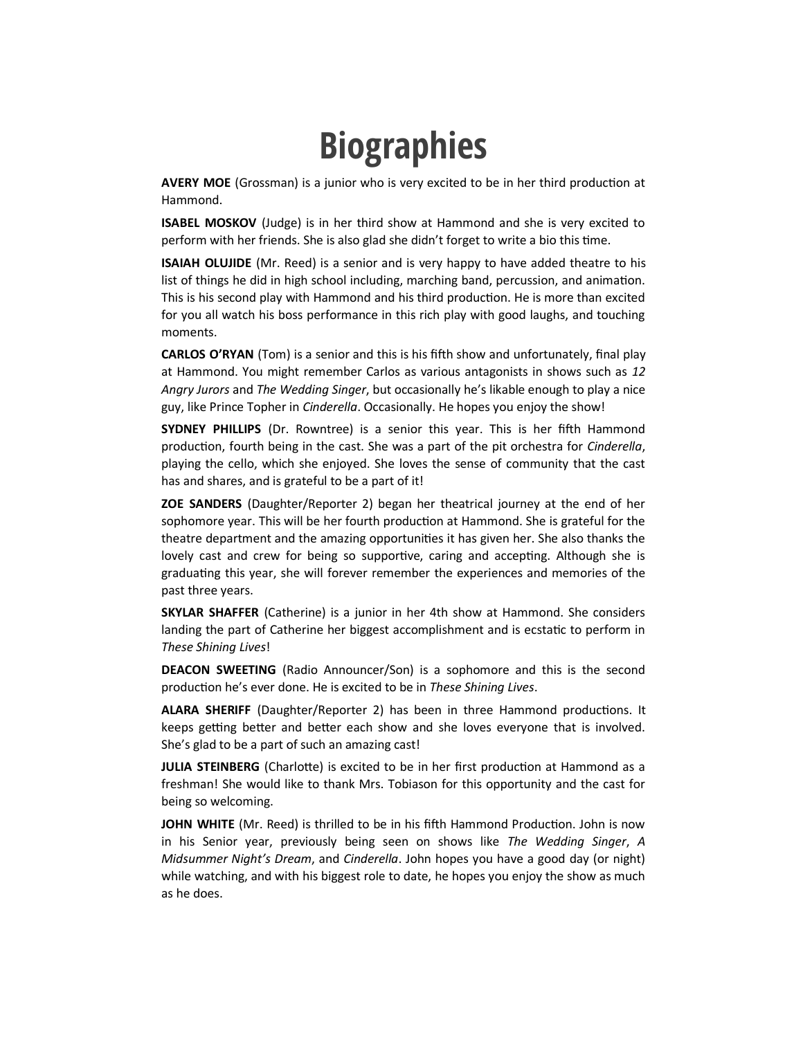# Biographies

**AVERY MOE** (Grossman) is a junior who is very excited to be in her third production at Hammond.

**ISABEL MOSKOV** (Judge) is in her third show at Hammond and she is very excited to perform with her friends. She is also glad she didn't forget to write a bio this time.

**ISAIAH OLUJIDE** (Mr. Reed) is a senior and is very happy to have added theatre to his list of things he did in high school including, marching band, percussion, and animation. This is his second play with Hammond and his third production. He is more than excited for you all watch his boss performance in this rich play with good laughs, and touching moments.

**CARLOS O'RYAN** (Tom) is a senior and this is his fifth show and unfortunately, final play at Hammond. You might remember Carlos as various antagonists in shows such as *12 Angry Jurors* and *The Wedding Singer*, but occasionally he's likable enough to play a nice guy, like Prince Topher in *Cinderella*. Occasionally. He hopes you enjoy the show!

**SYDNEY PHILLIPS** (Dr. Rowntree) is a senior this year. This is her fifth Hammond production, fourth being in the cast. She was a part of the pit orchestra for *Cinderella*, playing the cello, which she enjoyed. She loves the sense of community that the cast has and shares, and is grateful to be a part of it!

**ZOE SANDERS** (Daughter/Reporter 2) began her theatrical journey at the end of her sophomore year. This will be her fourth production at Hammond. She is grateful for the theatre department and the amazing opportunities it has given her. She also thanks the lovely cast and crew for being so supportive, caring and accepting. Although she is graduating this year, she will forever remember the experiences and memories of the past three years.

**SKYLAR SHAFFER** (Catherine) is a junior in her 4th show at Hammond. She considers landing the part of Catherine her biggest accomplishment and is ecstatic to perform in *These Shining Lives*!

**DEACON SWEETING** (Radio Announcer/Son) is a sophomore and this is the second production he's ever done. He is excited to be in *These Shining Lives*.

**ALARA SHERIFF** (Daughter/Reporter 2) has been in three Hammond productions. It keeps getting better and better each show and she loves everyone that is involved. She's glad to be a part of such an amazing cast!

**JULIA STEINBERG** (Charlotte) is excited to be in her first production at Hammond as a freshman! She would like to thank Mrs. Tobiason for this opportunity and the cast for being so welcoming.

**JOHN WHITE** (Mr. Reed) is thrilled to be in his fifth Hammond Production. John is now in his Senior year, previously being seen on shows like *The Wedding Singer*, *A Midsummer Night's Dream*, and *Cinderella*. John hopes you have a good day (or night) while watching, and with his biggest role to date, he hopes you enjoy the show as much as he does.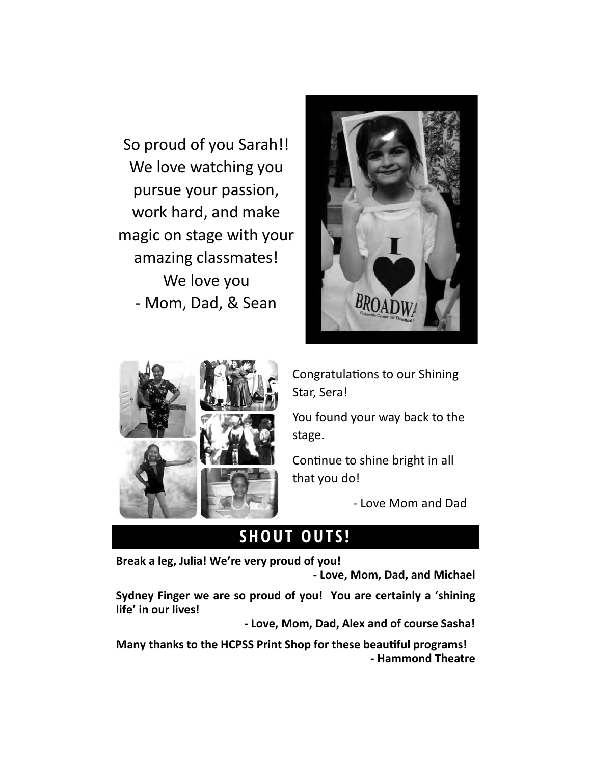So proud of you Sarah!!
We love watching you
pursue your passion,
work hard, and make
magic on stage with your
amazing classmates!
We love you
- Mom, Dad, & Sean

Congratulations to our Shining Star, Sera!

You found your way back to the stage.

Continue to shine bright in all that you do!

- Love Mom and Dad

## SHOUT OUTS!

**Break a leg, Julia! We're very proud of you!**

**- Love, Mom, Dad, and Michael**

**Sydney Finger we are so proud of you! You are certainly a 'shining life' in our lives!**

**- Love, Mom, Dad, Alex and of course Sasha!**

**Many thanks to the HCPSS Print Shop for these beautiful programs!**

**- Hammond Theatre**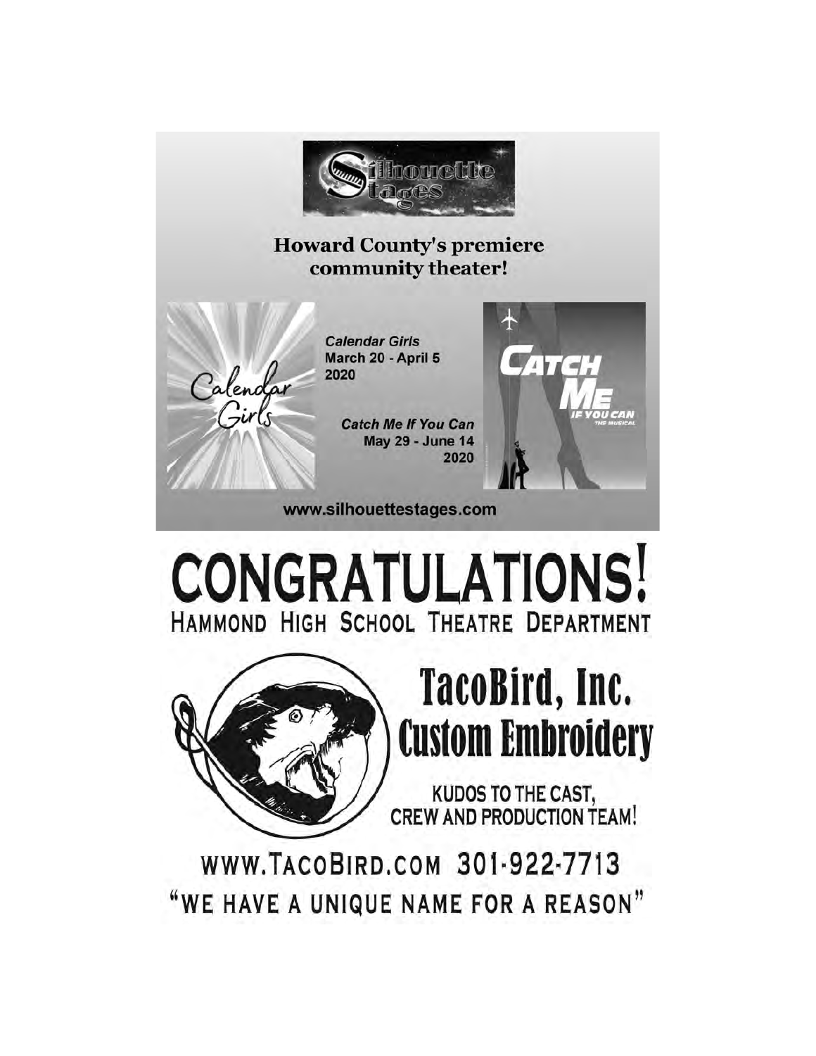**Silhouette Stages**

**Howard County's premiere community theater!**

***Calendar Girls***
**March 20 - April 5 2020**

***Catch Me If You Can***
**May 29 - June 14 2020**

**www.silhouettestages.com**

# CONGRATULATIONS!

## HAMMOND HIGH SCHOOL THEATRE DEPARTMENT

# TacoBird, Inc.
# Custom Embroidery

KUDOS TO THE CAST, CREW AND PRODUCTION TEAM!

WWW.TACOBIRD.COM 301-922-7713

"WE HAVE A UNIQUE NAME FOR A REASON"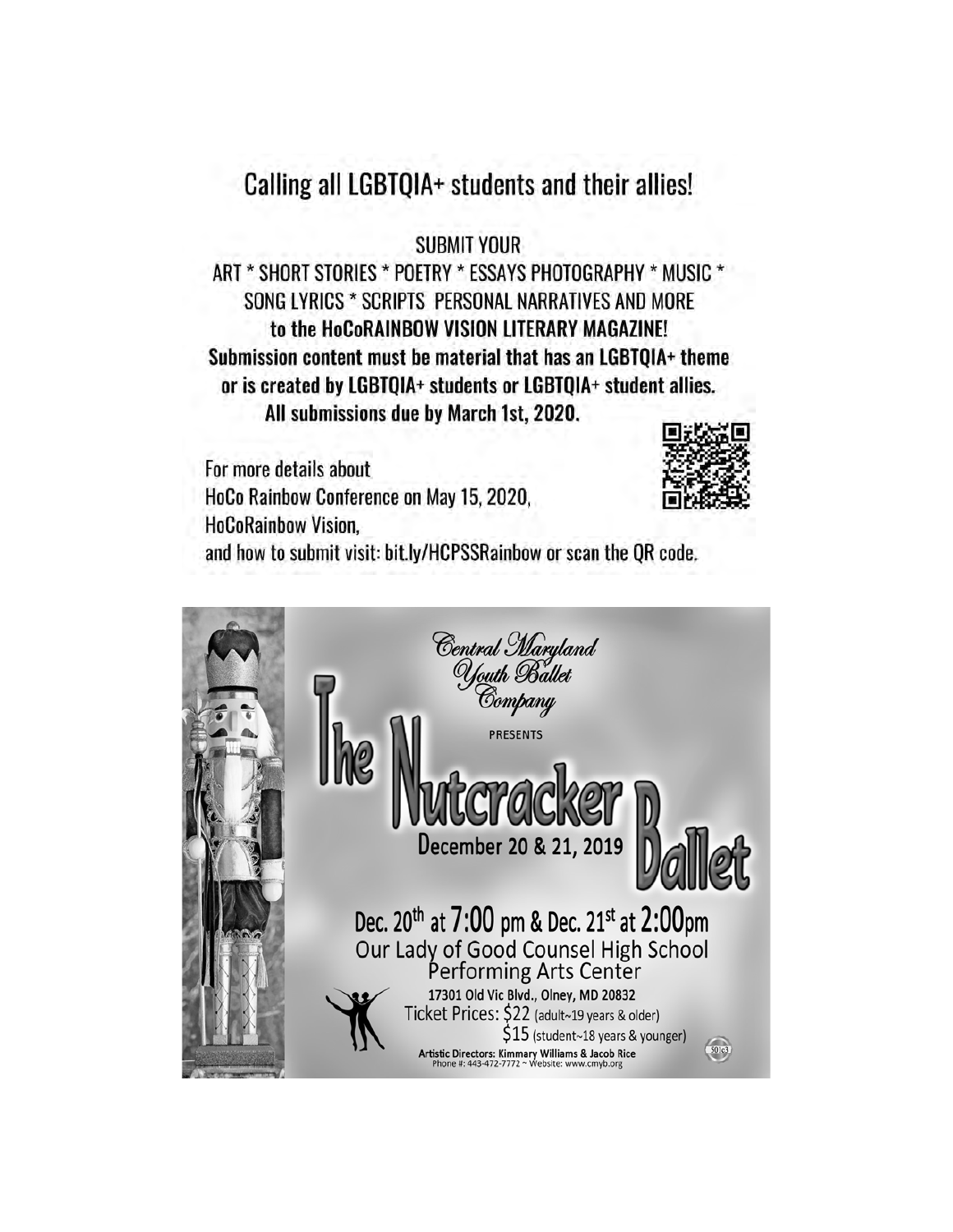# Calling all LGBTQIA+ students and their allies!

SUBMIT YOUR

ART * SHORT STORIES * POETRY * ESSAYS PHOTOGRAPHY * MUSIC * SONG LYRICS * SCRIPTS PERSONAL NARRATIVES AND MORE

**to the HoCoRAINBOW VISION LITERARY MAGAZINE!**

**Submission content must be material that has an LGBTQIA+ theme or is created by LGBTQIA+ students or LGBTQIA+ student allies.**

**All submissions due by March 1st, 2020.**

For more details about
HoCo Rainbow Conference on May 15, 2020,
HoCoRainbow Vision,
and how to submit visit: bit.ly/HCPSSRainbow or scan the QR code.

---

*Central Maryland Youth Ballet Company*

PRESENTS

# The Nutcracker Ballet

December 20 & 21, 2019

**Dec. 20th at 7:00 pm & Dec. 21st at 2:00pm**

Our Lady of Good Counsel High School Performing Arts Center

17301 Old Vic Blvd., Olney, MD 20832

Ticket Prices: $22 (adult~19 years & older)
$15 (student~18 years & younger)

Artistic Directors: Kimmary Williams & Jacob Rice
Phone #: 443-472-7772 ~ Website: www.cmyb.org

501c3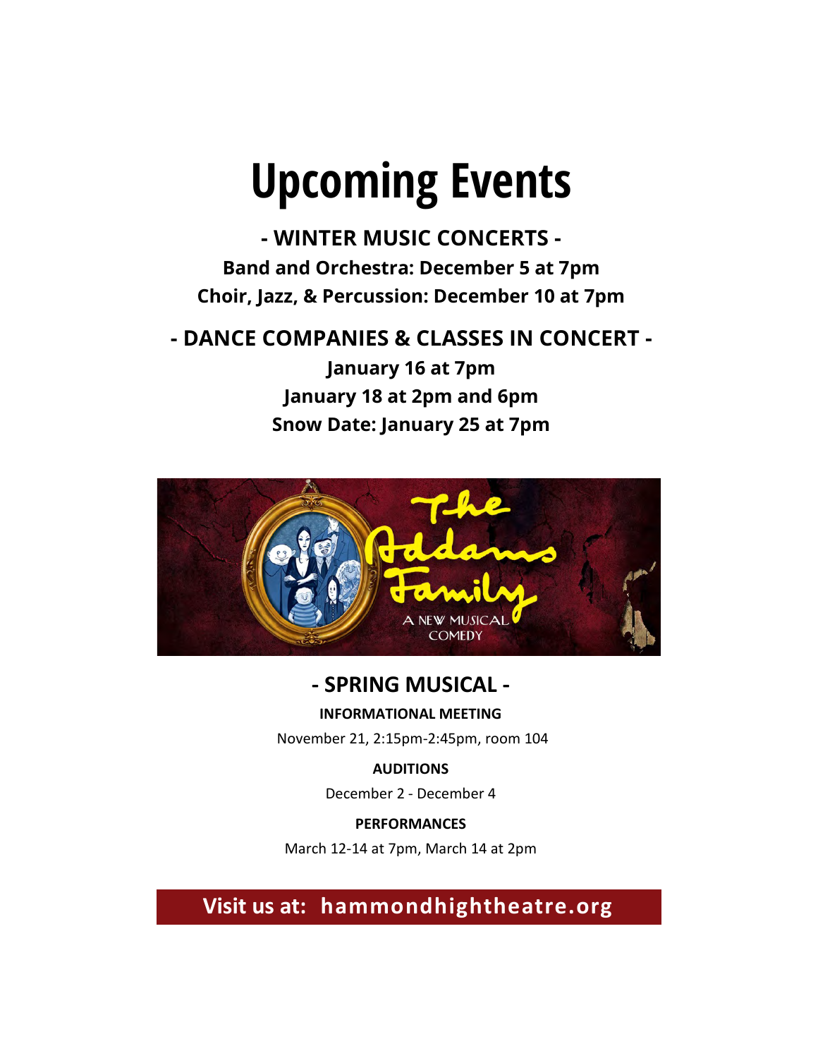# Upcoming Events

## - WINTER MUSIC CONCERTS -

**Band and Orchestra: December 5 at 7pm**
**Choir, Jazz, & Percussion: December 10 at 7pm**

## - DANCE COMPANIES & CLASSES IN CONCERT -

**January 16 at 7pm**
**January 18 at 2pm and 6pm**
**Snow Date: January 25 at 7pm**

The Addams Family
A NEW MUSICAL COMEDY

## - SPRING MUSICAL -

**INFORMATIONAL MEETING**

November 21, 2:15pm-2:45pm, room 104

**AUDITIONS**

December 2 - December 4

**PERFORMANCES**

March 12-14 at 7pm, March 14 at 2pm

**Visit us at: hammondhightheatre.org**